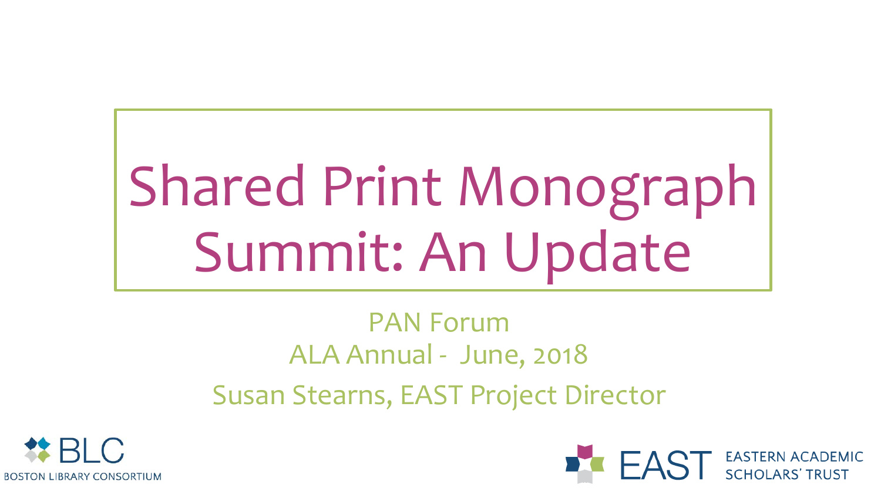# Shared Print Monograph Summit: An Update

PAN Forum

ALA Annual - June, 2018

Susan Stearns, EAST Project Director

BLC

BOSTON LIBRARY CONSORTIUM

EAST EASTERN ACADEMIC SCHOLARS' TRUST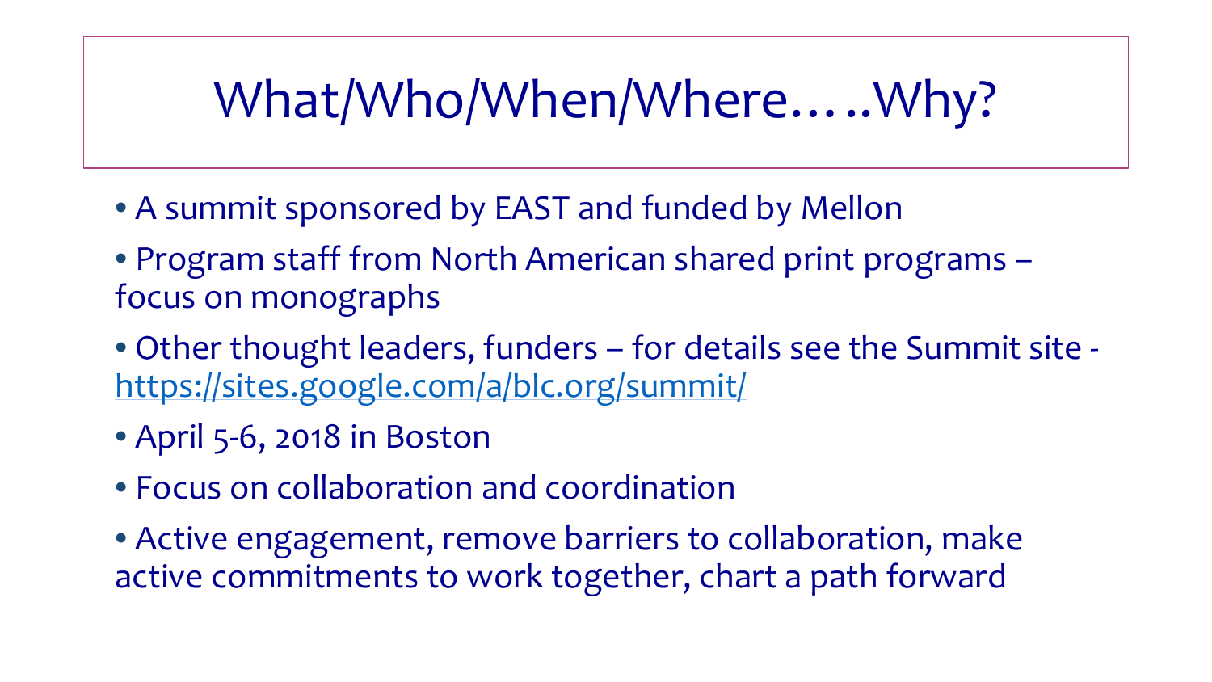# What/Who/When/Where…..Why?

- A summit sponsored by EAST and funded by Mellon
- Program staff from North American shared print programs – focus on monographs
- Other thought leaders, funders – for details see the Summit site - https://sites.google.com/a/blc.org/summit/
- April 5-6, 2018 in Boston
- Focus on collaboration and coordination
- Active engagement, remove barriers to collaboration, make active commitments to work together, chart a path forward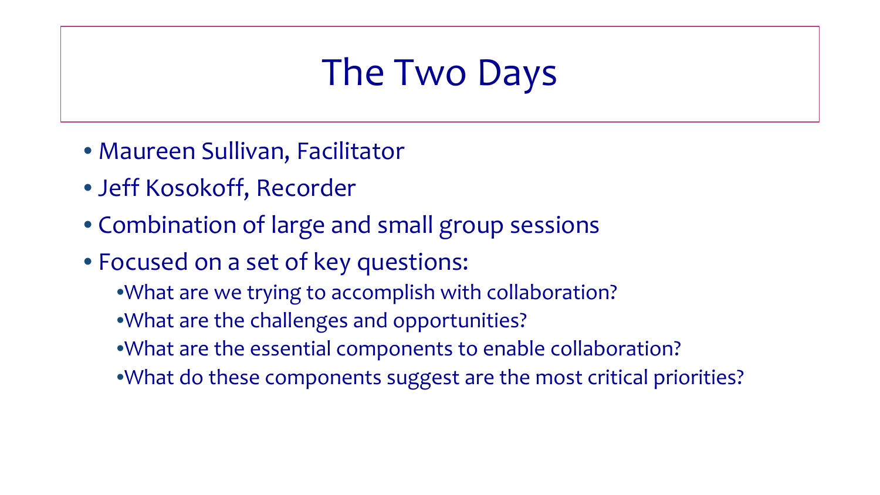# The Two Days

- Maureen Sullivan, Facilitator
- Jeff Kosokoff, Recorder
- Combination of large and small group sessions
- Focused on a set of key questions:
  - What are we trying to accomplish with collaboration?
  - What are the challenges and opportunities?
  - What are the essential components to enable collaboration?
  - What do these components suggest are the most critical priorities?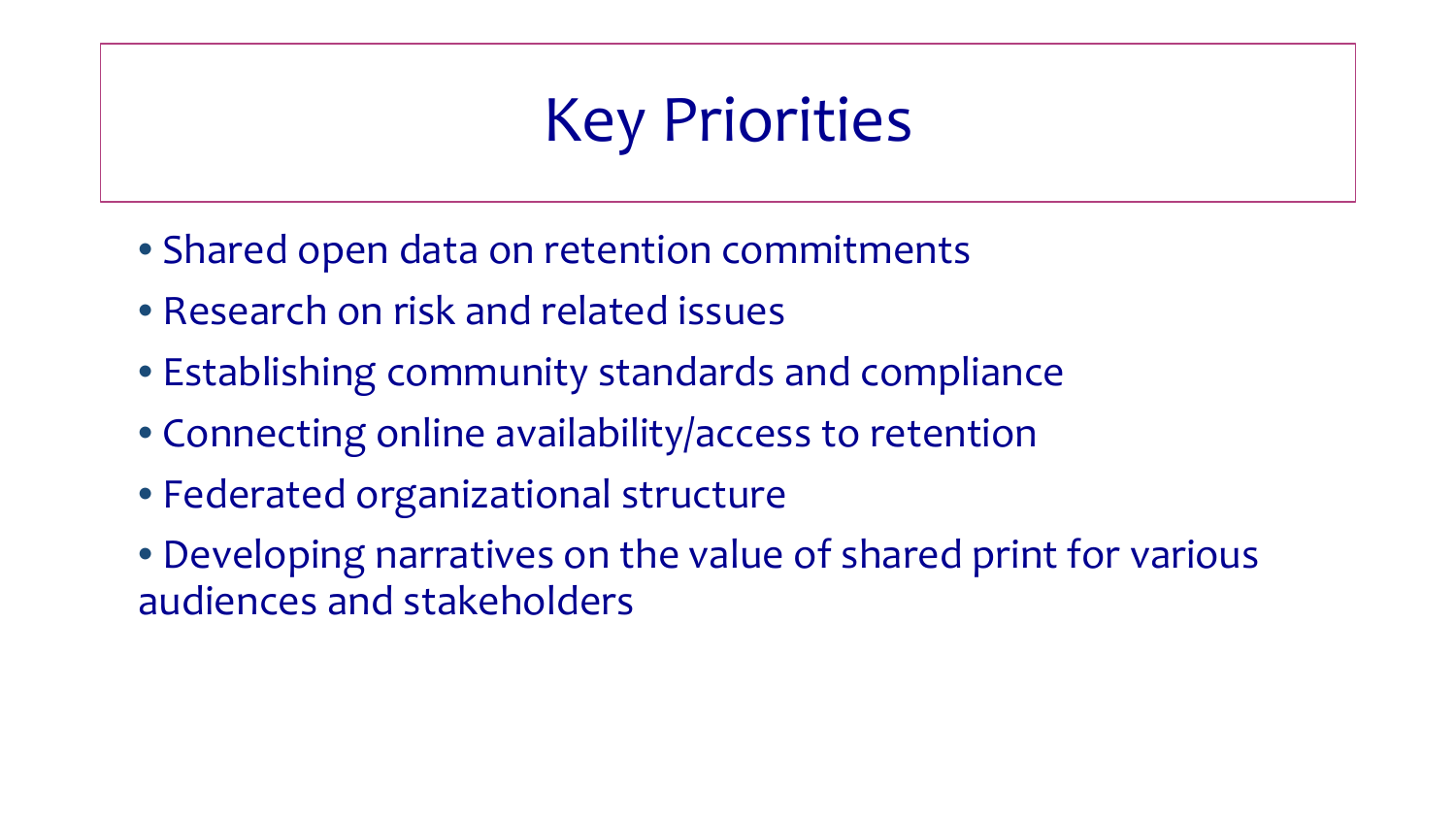# Key Priorities

- Shared open data on retention commitments
- Research on risk and related issues
- Establishing community standards and compliance
- Connecting online availability/access to retention
- Federated organizational structure
- Developing narratives on the value of shared print for various audiences and stakeholders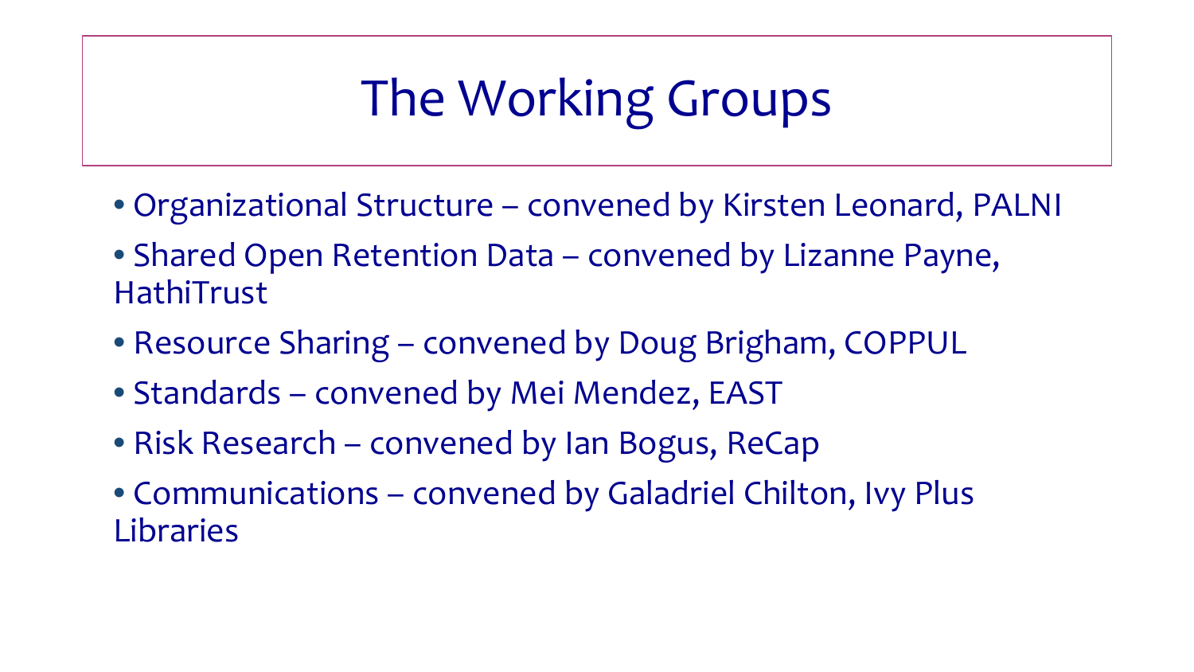# The Working Groups

- Organizational Structure – convened by Kirsten Leonard, PALNI
- Shared Open Retention Data – convened by Lizanne Payne, HathiTrust
- Resource Sharing – convened by Doug Brigham, COPPUL
- Standards – convened by Mei Mendez, EAST
- Risk Research – convened by Ian Bogus, ReCap
- Communications – convened by Galadriel Chilton, Ivy Plus Libraries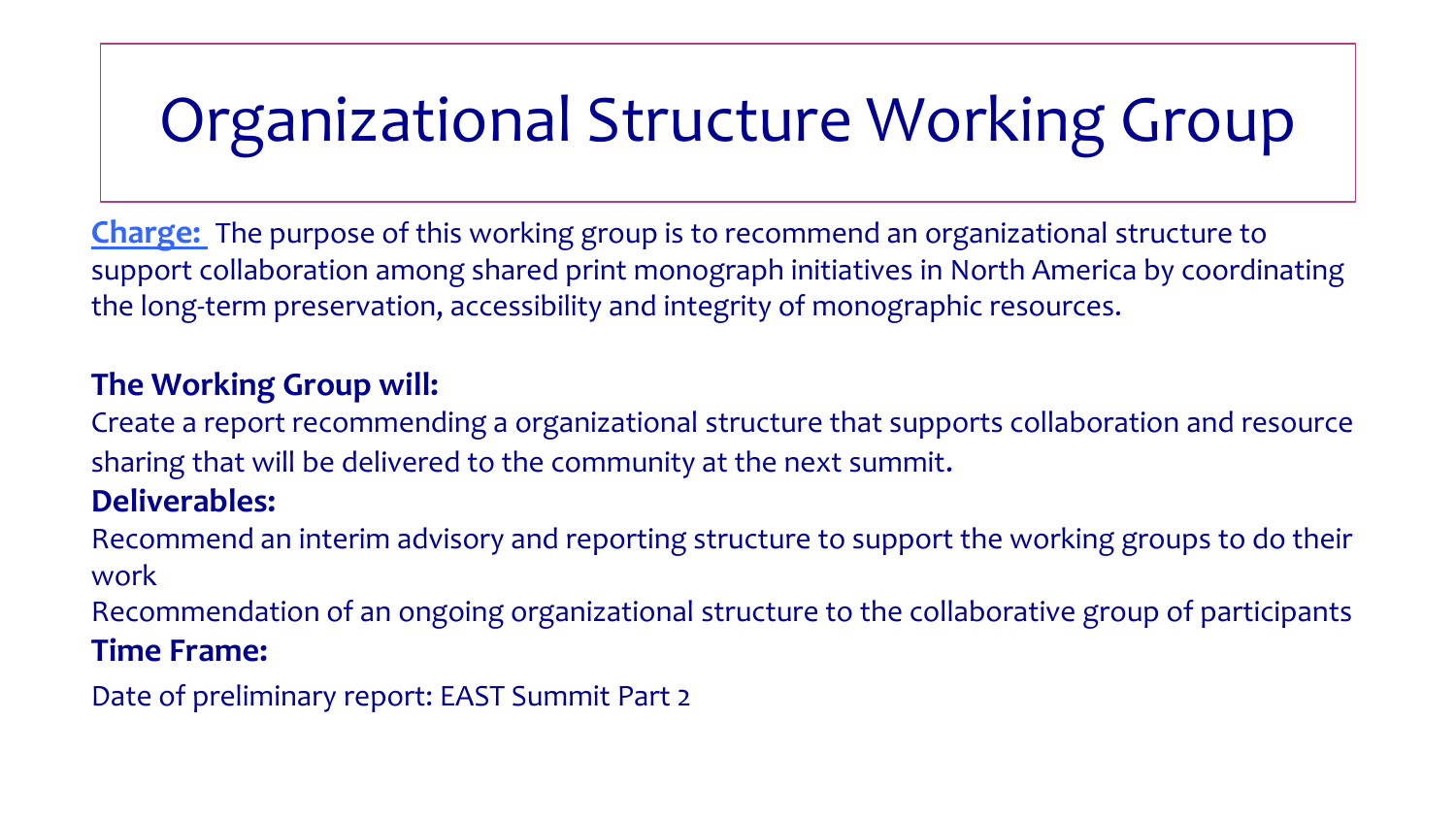# Organizational Structure Working Group

**Charge:** The purpose of this working group is to recommend an organizational structure to support collaboration among shared print monograph initiatives in North America by coordinating the long-term preservation, accessibility and integrity of monographic resources.

**The Working Group will:**

Create a report recommending a organizational structure that supports collaboration and resource sharing that will be delivered to the community at the next summit.

**Deliverables:**

Recommend an interim advisory and reporting structure to support the working groups to do their work

Recommendation of an ongoing organizational structure to the collaborative group of participants

**Time Frame:**

Date of preliminary report: EAST Summit Part 2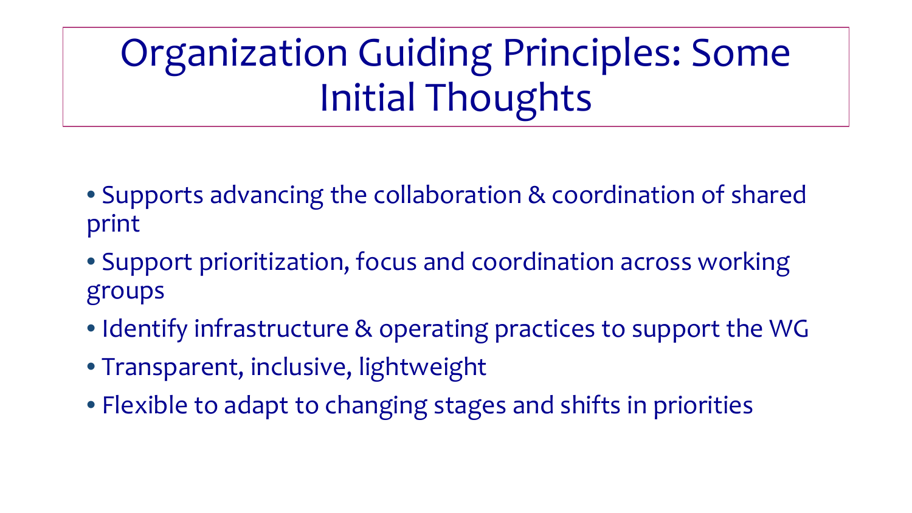# Organization Guiding Principles: Some Initial Thoughts

- Supports advancing the collaboration & coordination of shared print
- Support prioritization, focus and coordination across working groups
- Identify infrastructure & operating practices to support the WG
- Transparent, inclusive, lightweight
- Flexible to adapt to changing stages and shifts in priorities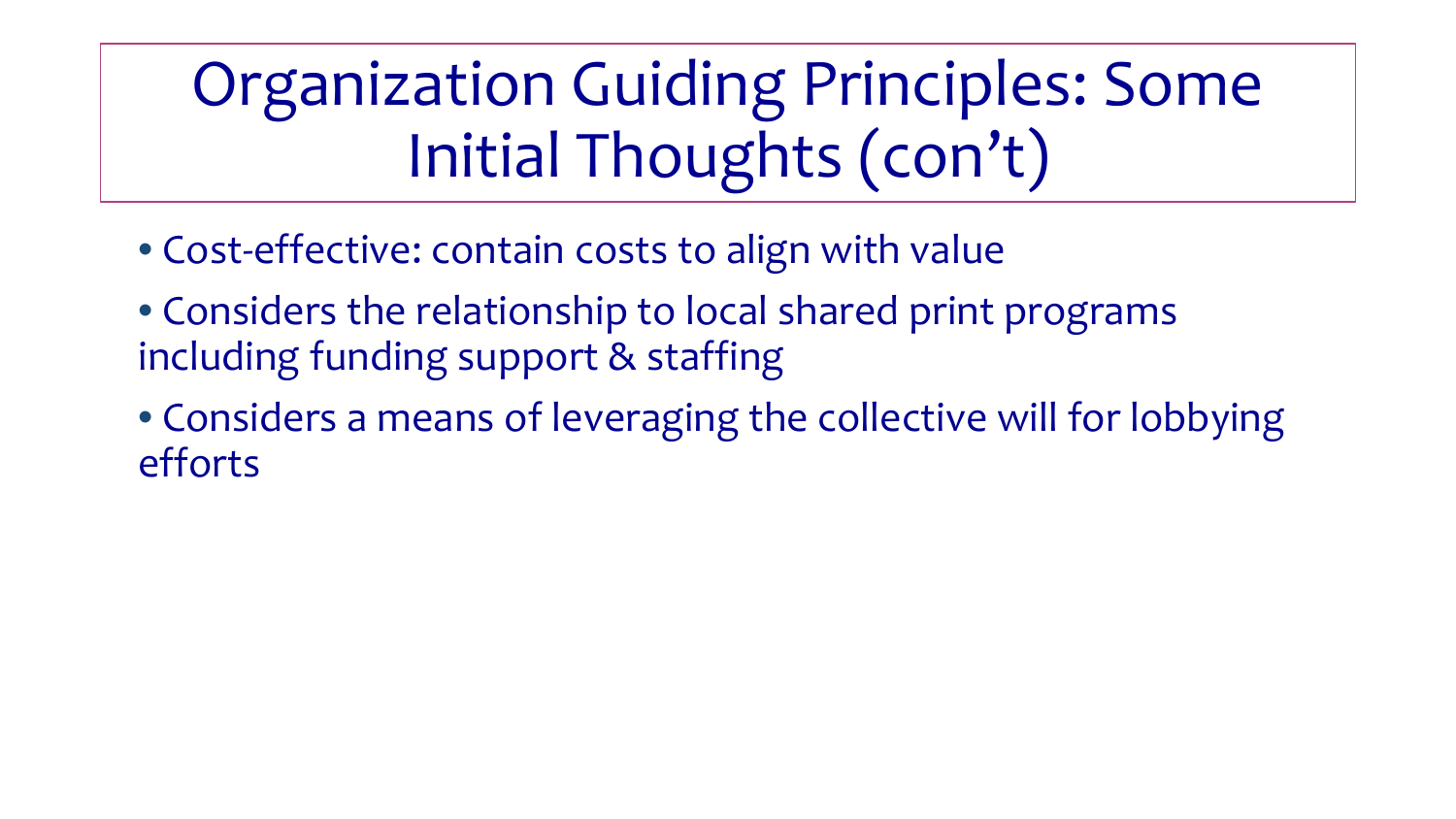# Organization Guiding Principles: Some Initial Thoughts (con't)

- Cost-effective: contain costs to align with value
- Considers the relationship to local shared print programs including funding support & staffing
- Considers a means of leveraging the collective will for lobbying efforts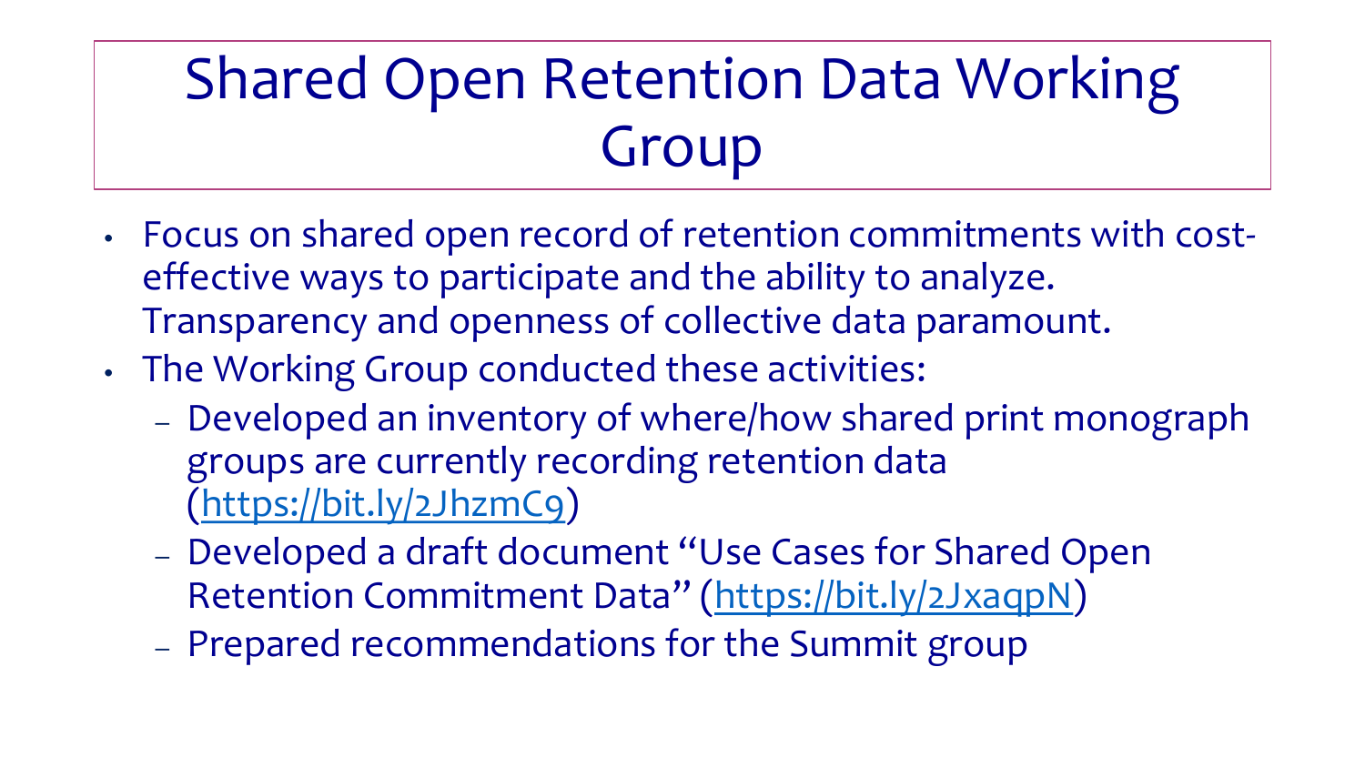# Shared Open Retention Data Working Group

- Focus on shared open record of retention commitments with cost-effective ways to participate and the ability to analyze. Transparency and openness of collective data paramount.
- The Working Group conducted these activities:
  - Developed an inventory of where/how shared print monograph groups are currently recording retention data (https://bit.ly/2JhzmC9)
  - Developed a draft document "Use Cases for Shared Open Retention Commitment Data" (https://bit.ly/2JxaqpN)
  - Prepared recommendations for the Summit group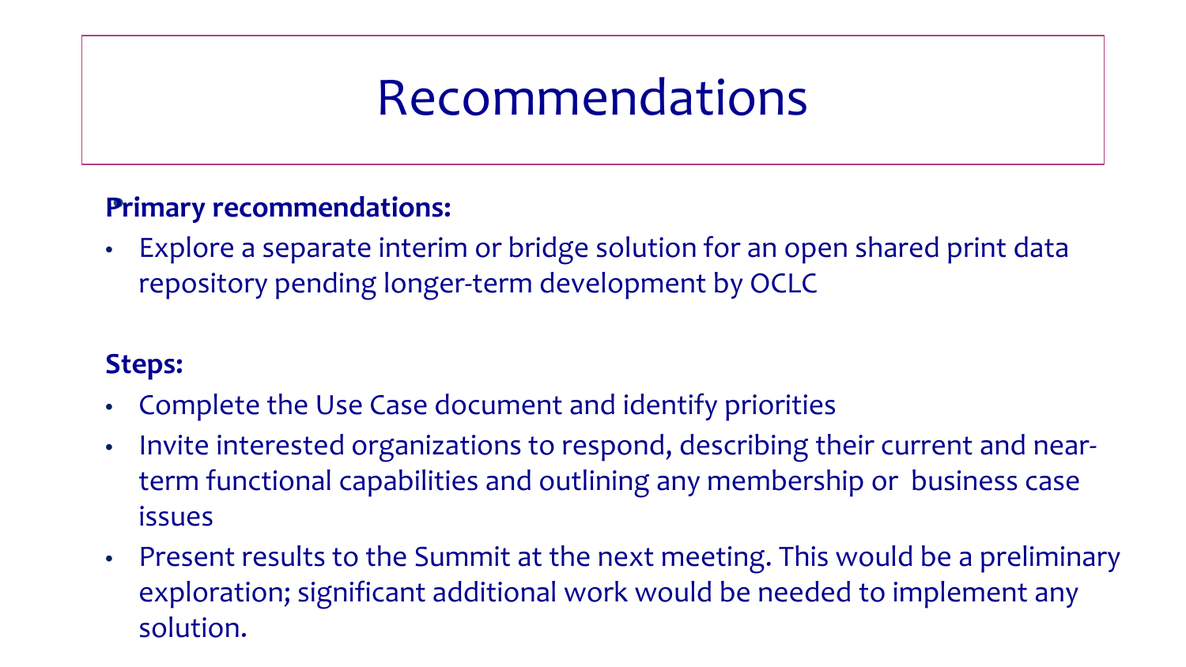# Recommendations

**Primary recommendations:**

- Explore a separate interim or bridge solution for an open shared print data repository pending longer-term development by OCLC

**Steps:**

- Complete the Use Case document and identify priorities
- Invite interested organizations to respond, describing their current and near-term functional capabilities and outlining any membership or business case issues
- Present results to the Summit at the next meeting. This would be a preliminary exploration; significant additional work would be needed to implement any solution.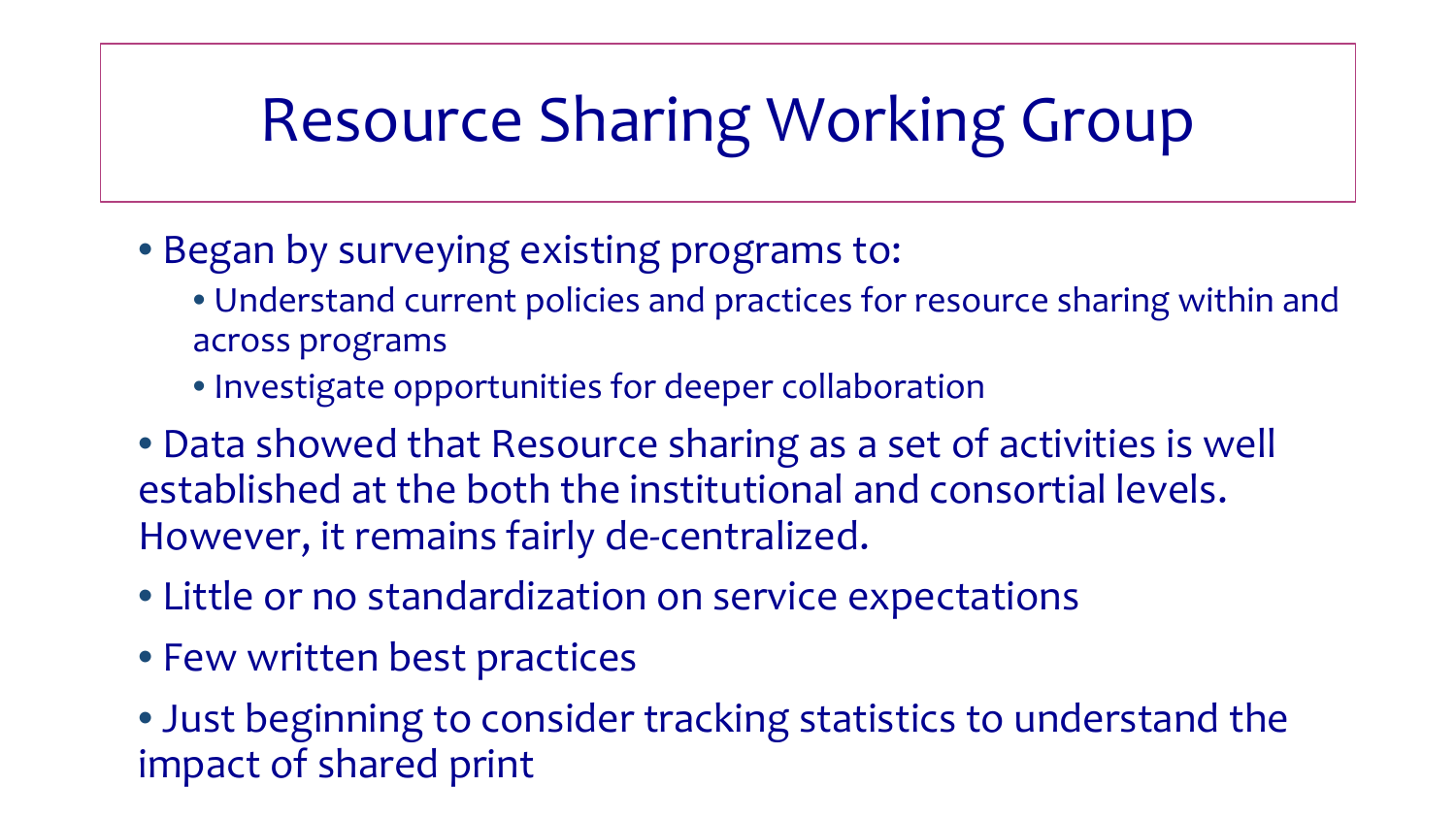# Resource Sharing Working Group

- Began by surveying existing programs to:
  - Understand current policies and practices for resource sharing within and across programs
  - Investigate opportunities for deeper collaboration
- Data showed that Resource sharing as a set of activities is well established at the both the institutional and consortial levels. However, it remains fairly de-centralized.
- Little or no standardization on service expectations
- Few written best practices
- Just beginning to consider tracking statistics to understand the impact of shared print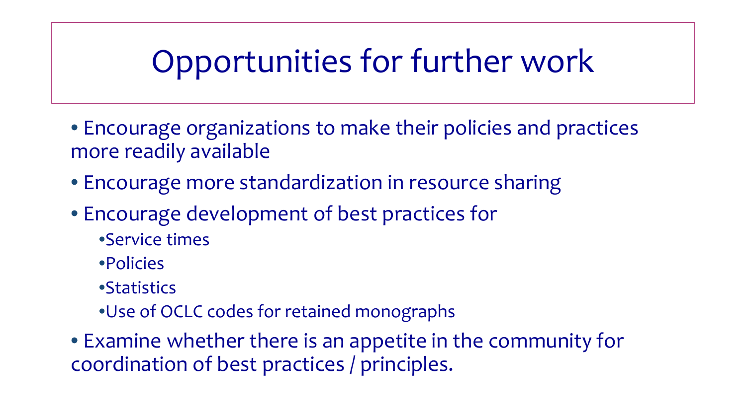# Opportunities for further work

- Encourage organizations to make their policies and practices more readily available
- Encourage more standardization in resource sharing
- Encourage development of best practices for
  - Service times
  - Policies
  - Statistics
  - Use of OCLC codes for retained monographs
- Examine whether there is an appetite in the community for coordination of best practices / principles.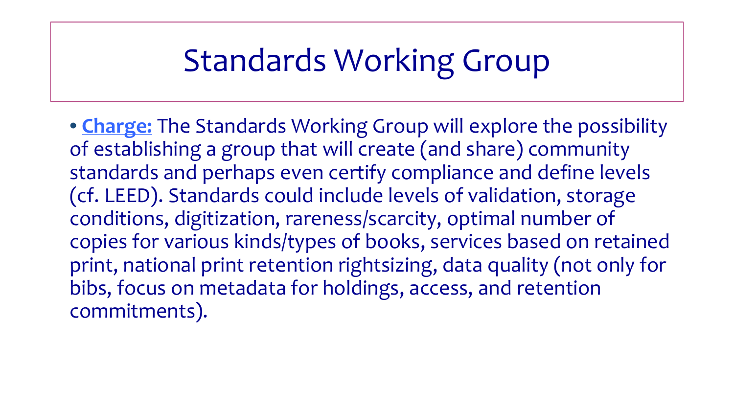# Standards Working Group

- **Charge:** The Standards Working Group will explore the possibility of establishing a group that will create (and share) community standards and perhaps even certify compliance and define levels (cf. LEED). Standards could include levels of validation, storage conditions, digitization, rareness/scarcity, optimal number of copies for various kinds/types of books, services based on retained print, national print retention rightsizing, data quality (not only for bibs, focus on metadata for holdings, access, and retention commitments).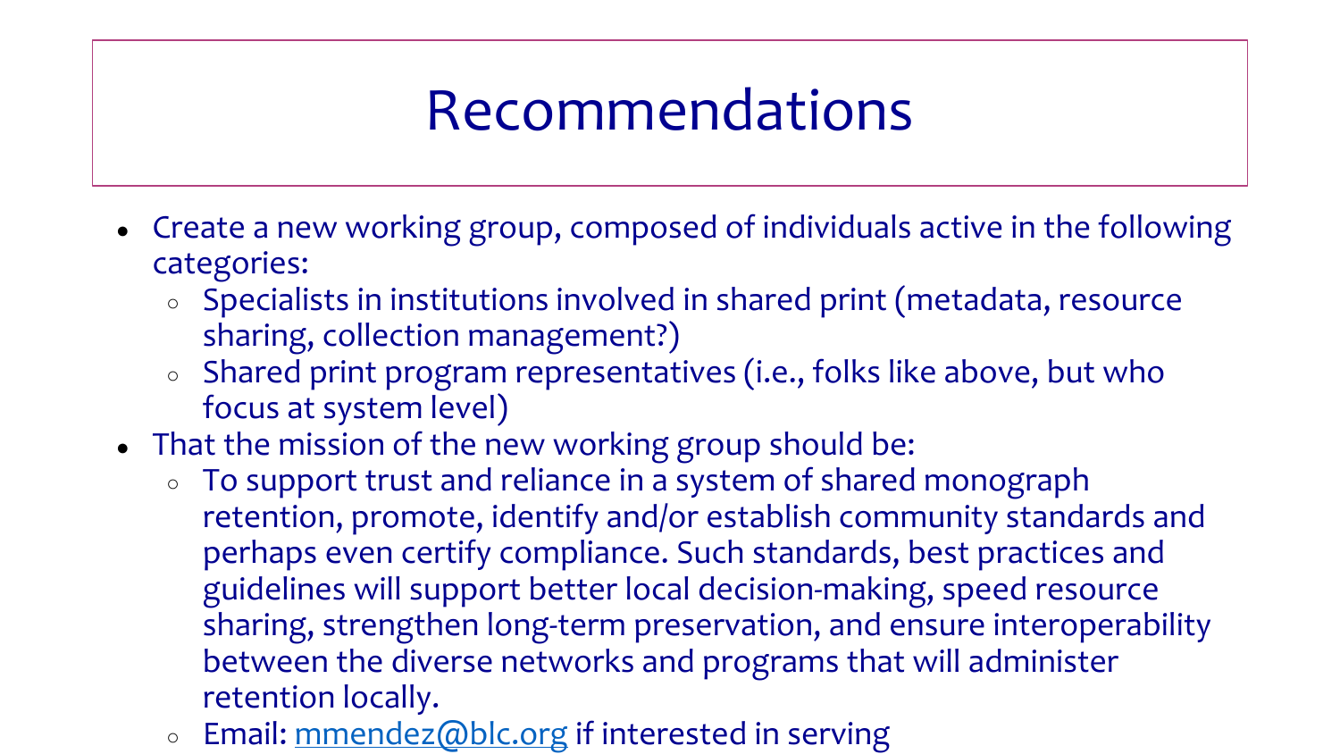# Recommendations

- Create a new working group, composed of individuals active in the following categories:
  - Specialists in institutions involved in shared print (metadata, resource sharing, collection management?)
  - Shared print program representatives (i.e., folks like above, but who focus at system level)
- That the mission of the new working group should be:
  - To support trust and reliance in a system of shared monograph retention, promote, identify and/or establish community standards and perhaps even certify compliance. Such standards, best practices and guidelines will support better local decision-making, speed resource sharing, strengthen long-term preservation, and ensure interoperability between the diverse networks and programs that will administer retention locally.
  - Email: mmendez@blc.org if interested in serving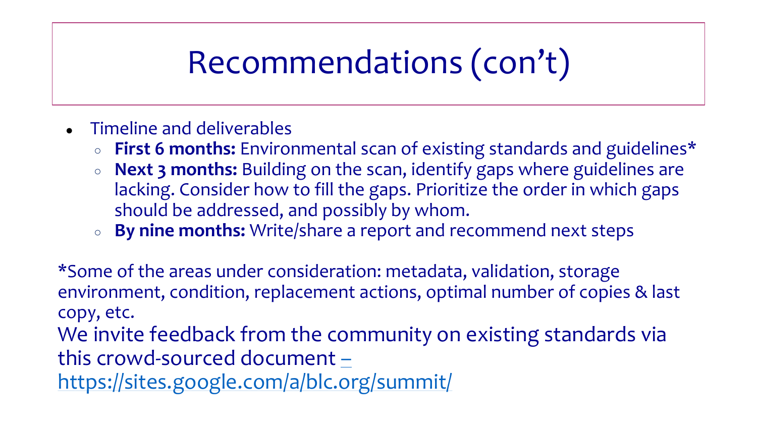# Recommendations (con't)

- Timeline and deliverables
  - **First 6 months:** Environmental scan of existing standards and guidelines*
  - **Next 3 months:** Building on the scan, identify gaps where guidelines are lacking. Consider how to fill the gaps. Prioritize the order in which gaps should be addressed, and possibly by whom.
  - **By nine months:** Write/share a report and recommend next steps

*Some of the areas under consideration: metadata, validation, storage environment, condition, replacement actions, optimal number of copies & last copy, etc.

We invite feedback from the community on existing standards via this crowd-sourced document – https://sites.google.com/a/blc.org/summit/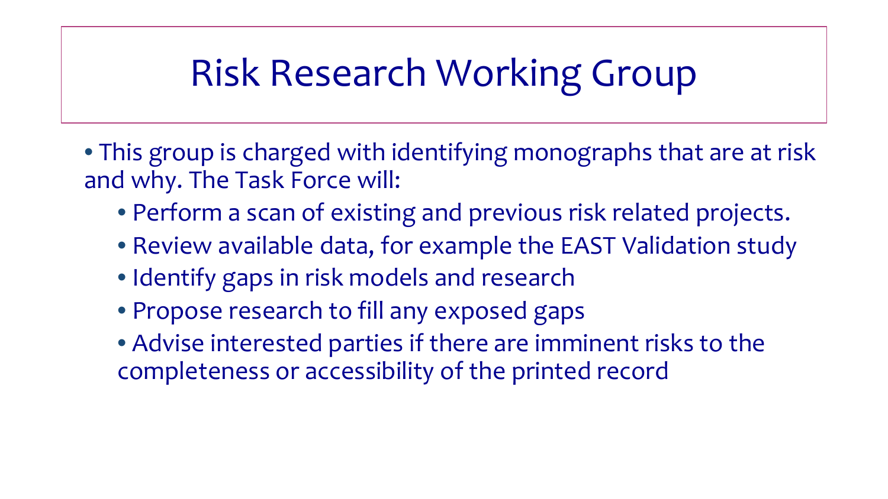# Risk Research Working Group

- This group is charged with identifying monographs that are at risk and why. The Task Force will:
  - Perform a scan of existing and previous risk related projects.
  - Review available data, for example the EAST Validation study
  - Identify gaps in risk models and research
  - Propose research to fill any exposed gaps
  - Advise interested parties if there are imminent risks to the completeness or accessibility of the printed record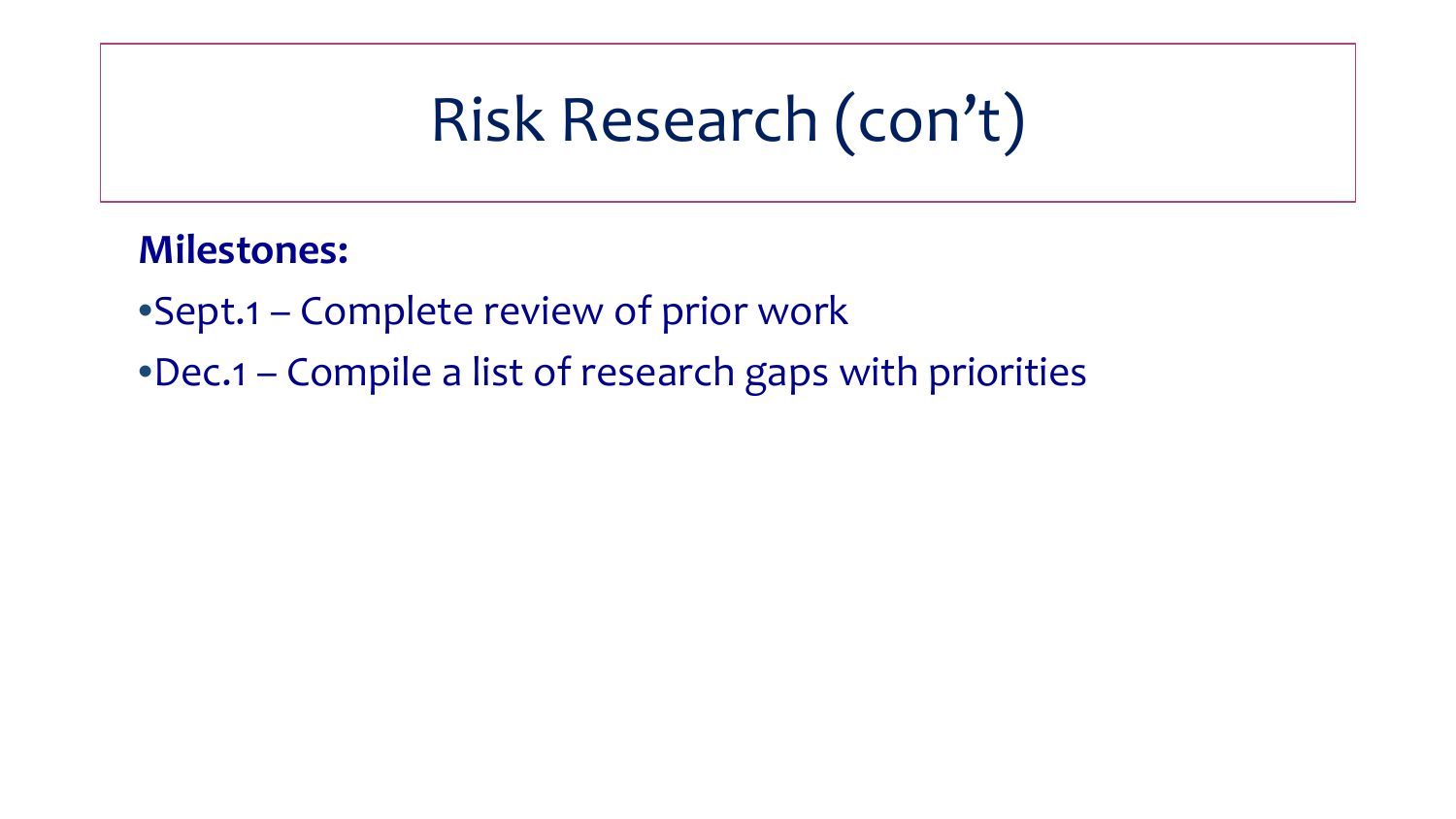# Risk Research (con't)

**Milestones:**

- Sept.1 – Complete review of prior work
- Dec.1 – Compile a list of research gaps with priorities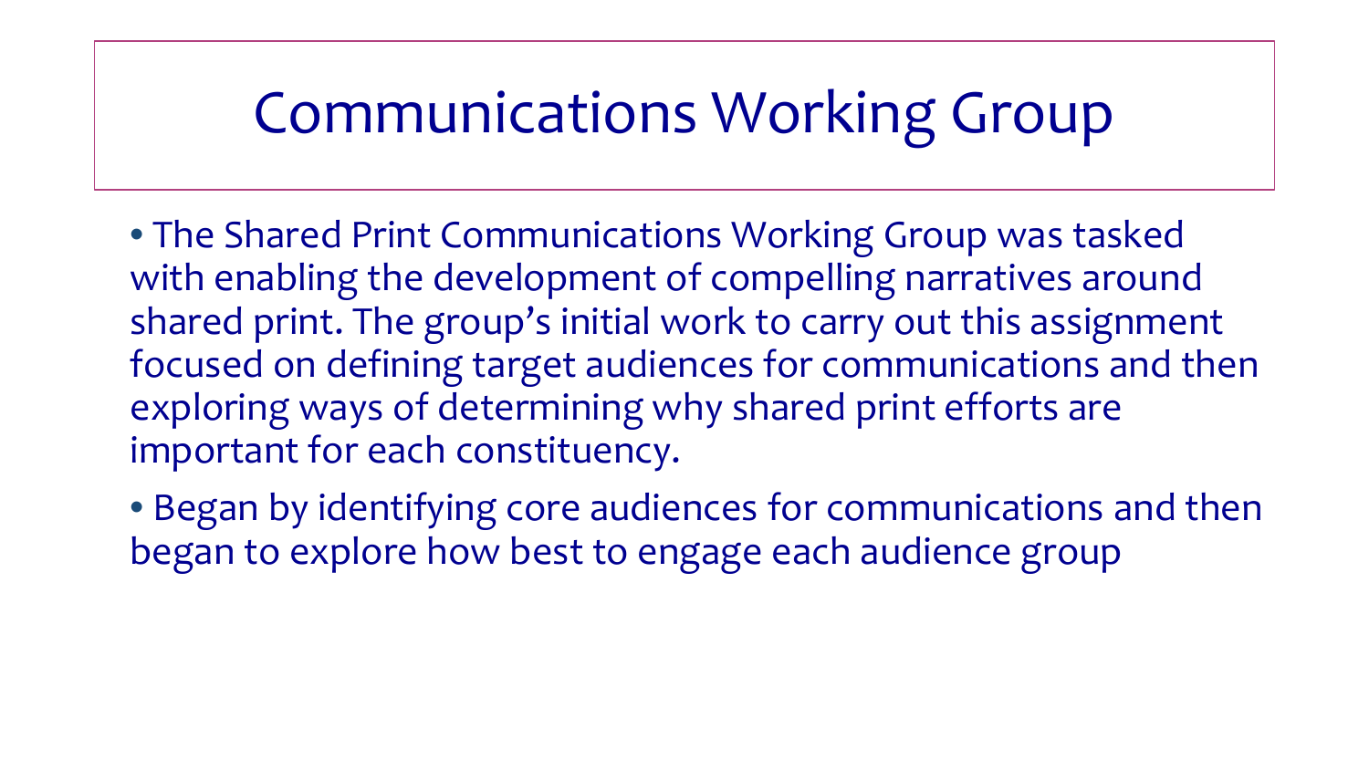# Communications Working Group

- The Shared Print Communications Working Group was tasked with enabling the development of compelling narratives around shared print. The group's initial work to carry out this assignment focused on defining target audiences for communications and then exploring ways of determining why shared print efforts are important for each constituency.
- Began by identifying core audiences for communications and then began to explore how best to engage each audience group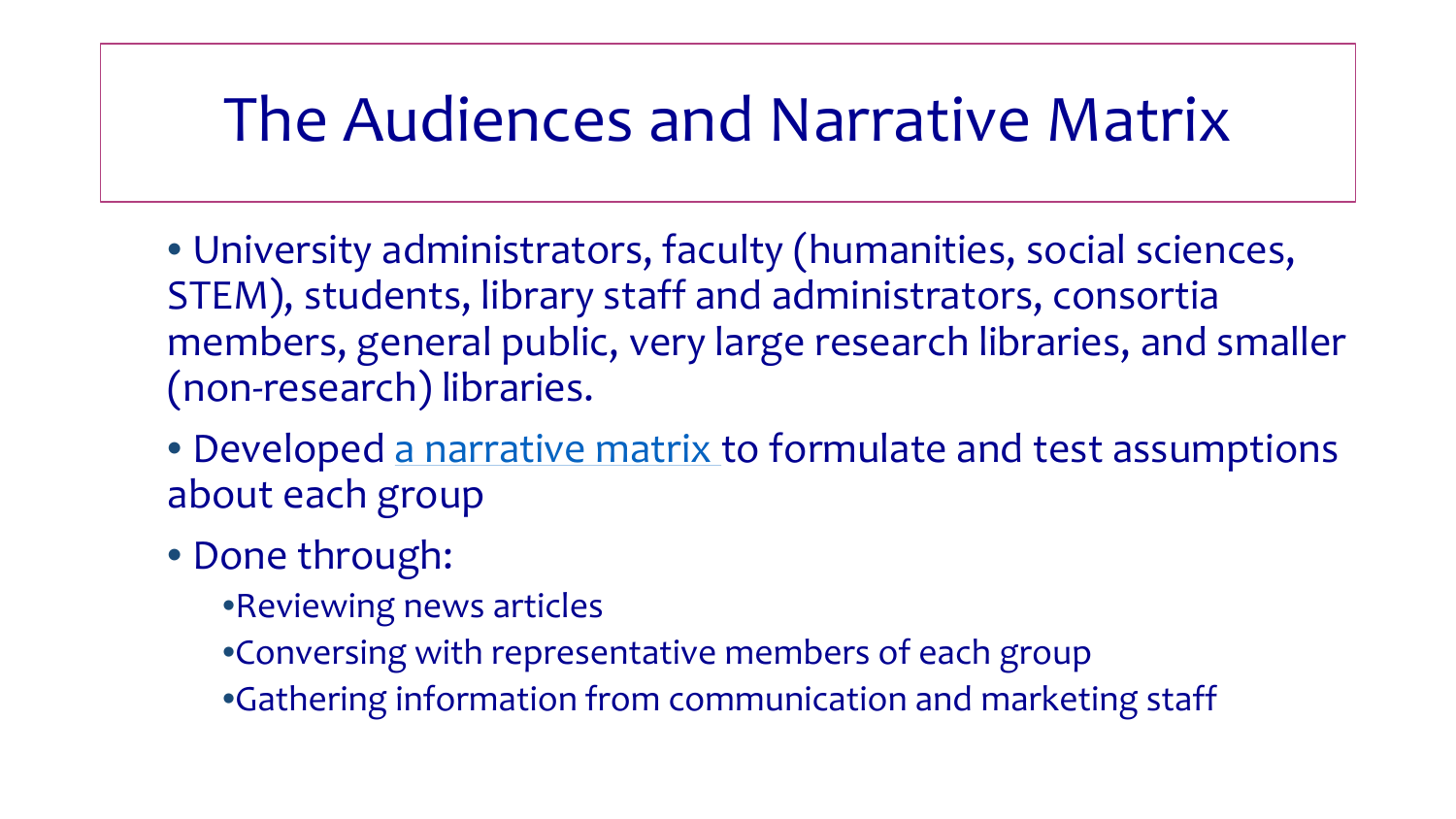# The Audiences and Narrative Matrix

- University administrators, faculty (humanities, social sciences, STEM), students, library staff and administrators, consortia members, general public, very large research libraries, and smaller (non-research) libraries.
- Developed a narrative matrix to formulate and test assumptions about each group
- Done through:
  - Reviewing news articles
  - Conversing with representative members of each group
  - Gathering information from communication and marketing staff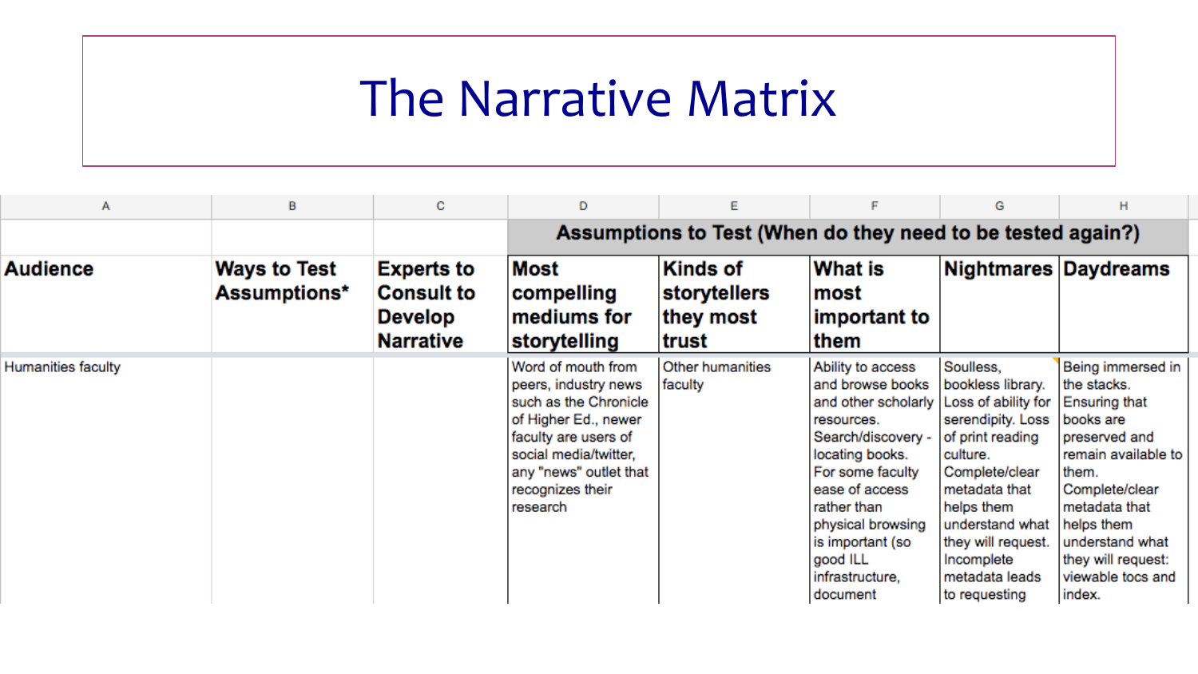# The Narrative Matrix

| A | B | C | D | E | F | G | H |
|---|---|---|---|---|---|---|---|
| | | | Assumptions to Test (When do they need to be tested again?) | | | | |
| **Audience** | **Ways to Test Assumptions*** | **Experts to Consult to Develop Narrative** | **Most compelling mediums for storytelling** | **Kinds of storytellers they most trust** | **What is most important to them** | **Nightmares** | **Daydreams** |
| Humanities faculty | | | Word of mouth from peers, industry news such as the Chronicle of Higher Ed., newer faculty are users of social media/twitter, any "news" outlet that recognizes their research | Other humanities faculty | Ability to access and browse books and other scholarly resources. Search/discovery - locating books. For some faculty ease of access rather than physical browsing is important (so good ILL infrastructure, document | Soulless, bookless library. Loss of ability for serendipity. Loss of print reading culture. Complete/clear metadata that helps them understand what they will request. Incomplete metadata leads to requesting | Being immersed in the stacks. Ensuring that books are preserved and remain available to them. Complete/clear metadata that helps them understand what they will request: viewable tocs and index. |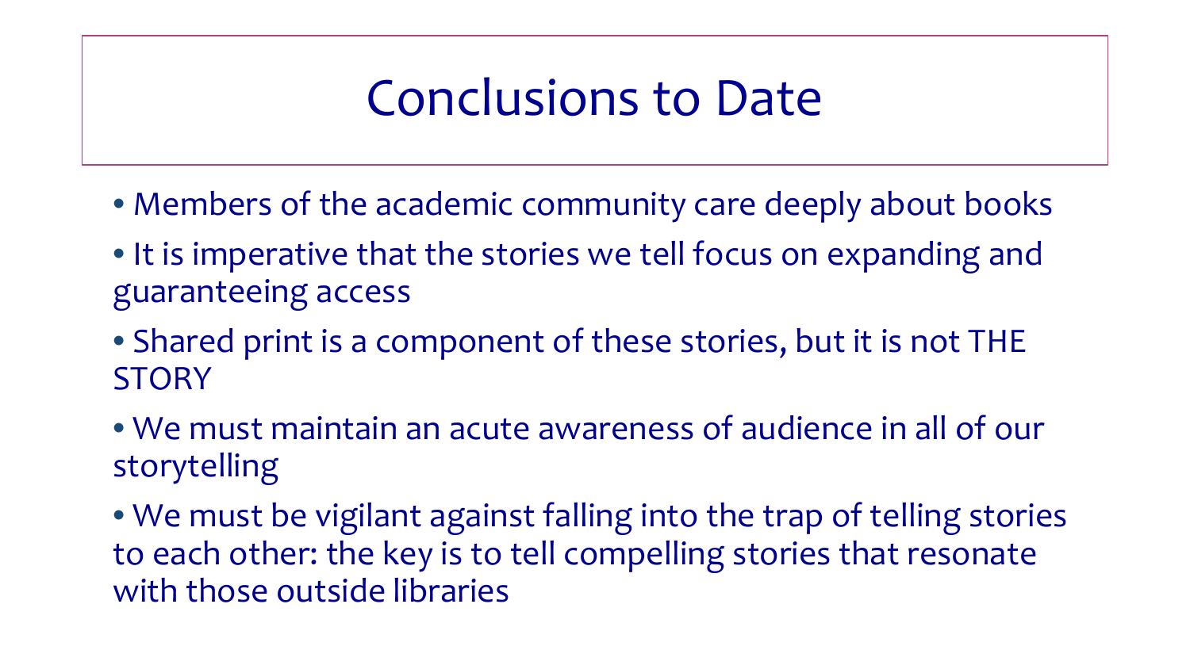# Conclusions to Date

- Members of the academic community care deeply about books
- It is imperative that the stories we tell focus on expanding and guaranteeing access
- Shared print is a component of these stories, but it is not THE STORY
- We must maintain an acute awareness of audience in all of our storytelling
- We must be vigilant against falling into the trap of telling stories to each other: the key is to tell compelling stories that resonate with those outside libraries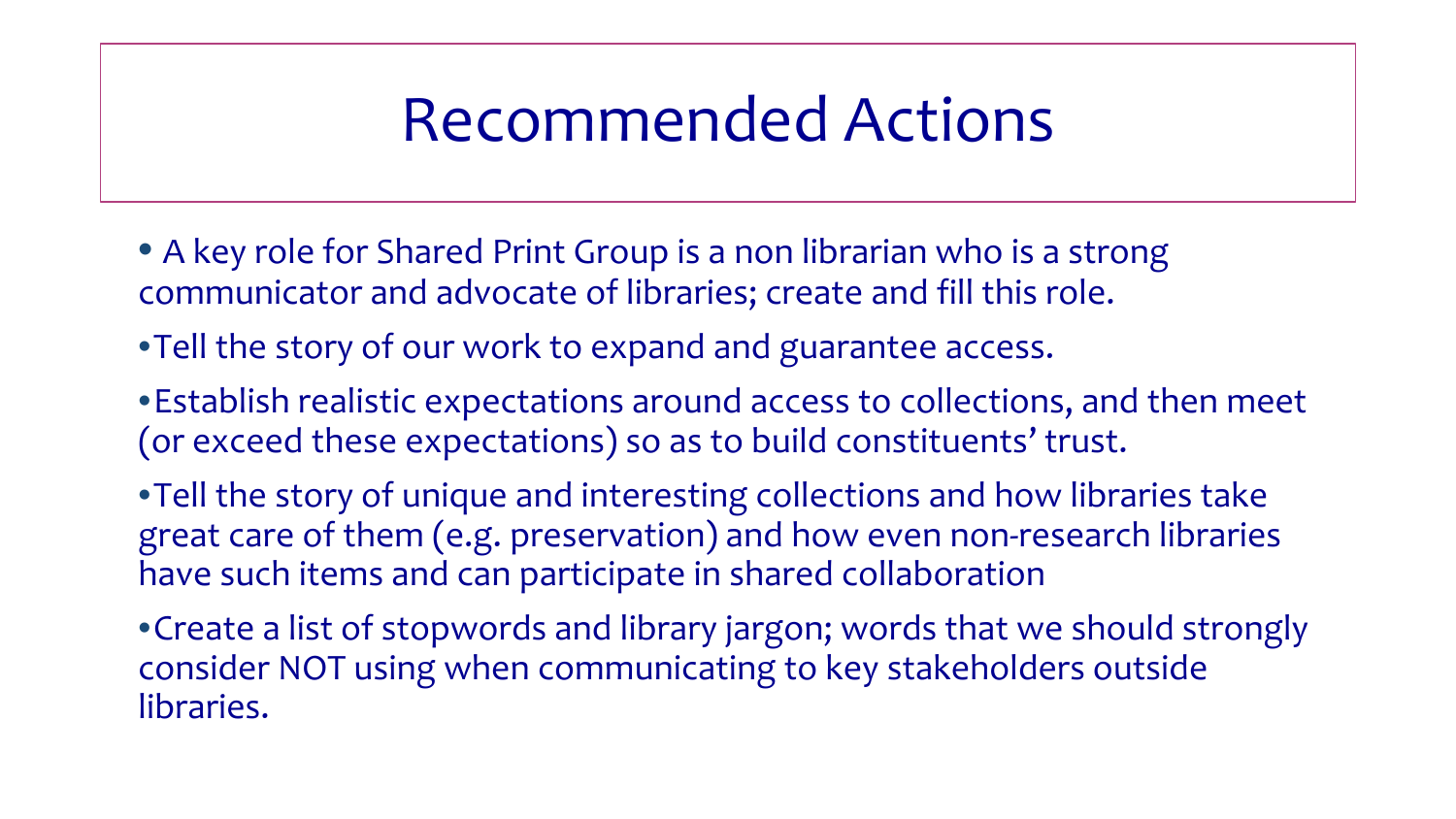# Recommended Actions

- A key role for Shared Print Group is a non librarian who is a strong communicator and advocate of libraries; create and fill this role.
- Tell the story of our work to expand and guarantee access.
- Establish realistic expectations around access to collections, and then meet (or exceed these expectations) so as to build constituents' trust.
- Tell the story of unique and interesting collections and how libraries take great care of them (e.g. preservation) and how even non-research libraries have such items and can participate in shared collaboration
- Create a list of stopwords and library jargon; words that we should strongly consider NOT using when communicating to key stakeholders outside libraries.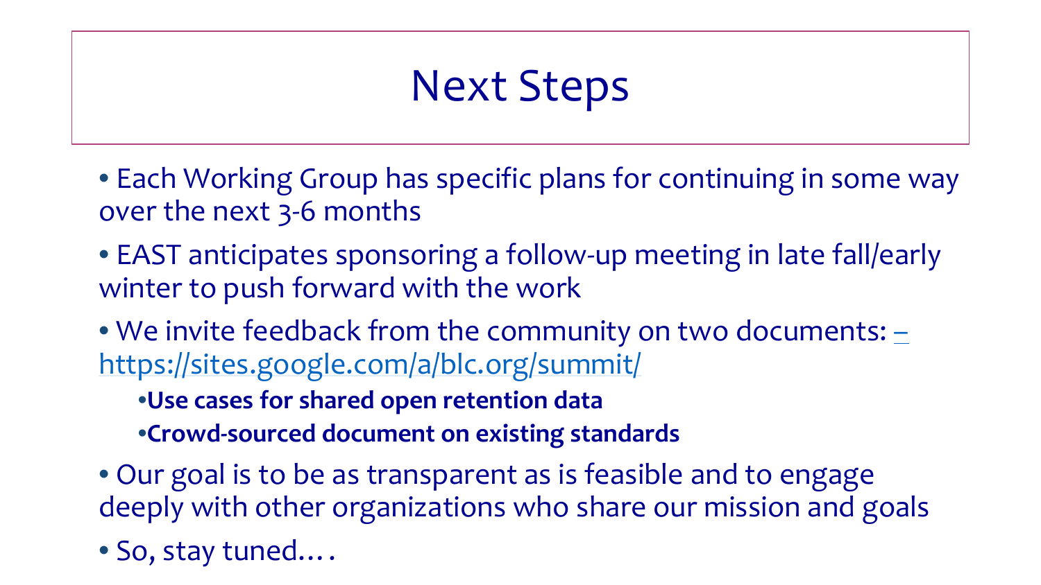# Next Steps

- Each Working Group has specific plans for continuing in some way over the next 3-6 months
- EAST anticipates sponsoring a follow-up meeting in late fall/early winter to push forward with the work
- We invite feedback from the community on two documents: – https://sites.google.com/a/blc.org/summit/
  - **Use cases for shared open retention data**
  - **Crowd-sourced document on existing standards**
- Our goal is to be as transparent as is feasible and to engage deeply with other organizations who share our mission and goals
- So, stay tuned….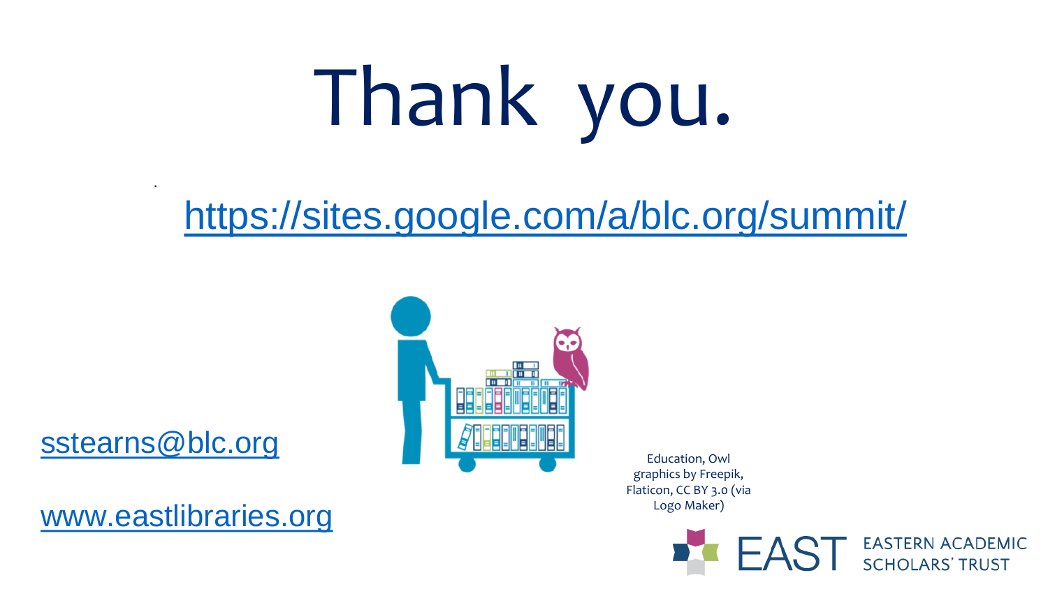# Thank you.

https://sites.google.com/a/blc.org/summit/

sstearns@blc.org

www.eastlibraries.org

Education, Owl graphics by Freepik, Flaticon, CC BY 3.0 (via Logo Maker)

EAST EASTERN ACADEMIC SCHOLARS' TRUST